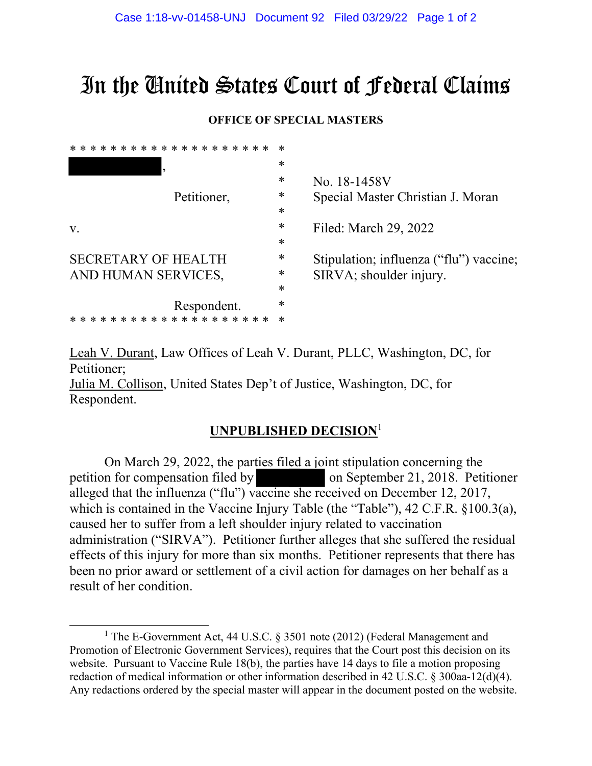# In the United States Court of Federal Claims

**OFFICE OF SPECIAL MASTERS**

| | |
|---|---|
| [REDACTED], Petitioner, | No. 18-1458V |
| | Special Master Christian J. Moran |
| v. | Filed: March 29, 2022 |
| SECRETARY OF HEALTH AND HUMAN SERVICES, Respondent. | Stipulation; influenza ("flu") vaccine; SIRVA; shoulder injury. |

Leah V. Durant, Law Offices of Leah V. Durant, PLLC, Washington, DC, for Petitioner;
Julia M. Collison, United States Dep't of Justice, Washington, DC, for Respondent.

## UNPUBLISHED DECISION[1]

On March 29, 2022, the parties filed a joint stipulation concerning the petition for compensation filed by [REDACTED] on September 21, 2018. Petitioner alleged that the influenza ("flu") vaccine she received on December 12, 2017, which is contained in the Vaccine Injury Table (the "Table"), 42 C.F.R. §100.3(a), caused her to suffer from a left shoulder injury related to vaccination administration ("SIRVA"). Petitioner further alleges that she suffered the residual effects of this injury for more than six months. Petitioner represents that there has been no prior award or settlement of a civil action for damages on her behalf as a result of her condition.

---

[1] The E-Government Act, 44 U.S.C. § 3501 note (2012) (Federal Management and Promotion of Electronic Government Services), requires that the Court post this decision on its website. Pursuant to Vaccine Rule 18(b), the parties have 14 days to file a motion proposing redaction of medical information or other information described in 42 U.S.C. § 300aa-12(d)(4). Any redactions ordered by the special master will appear in the document posted on the website.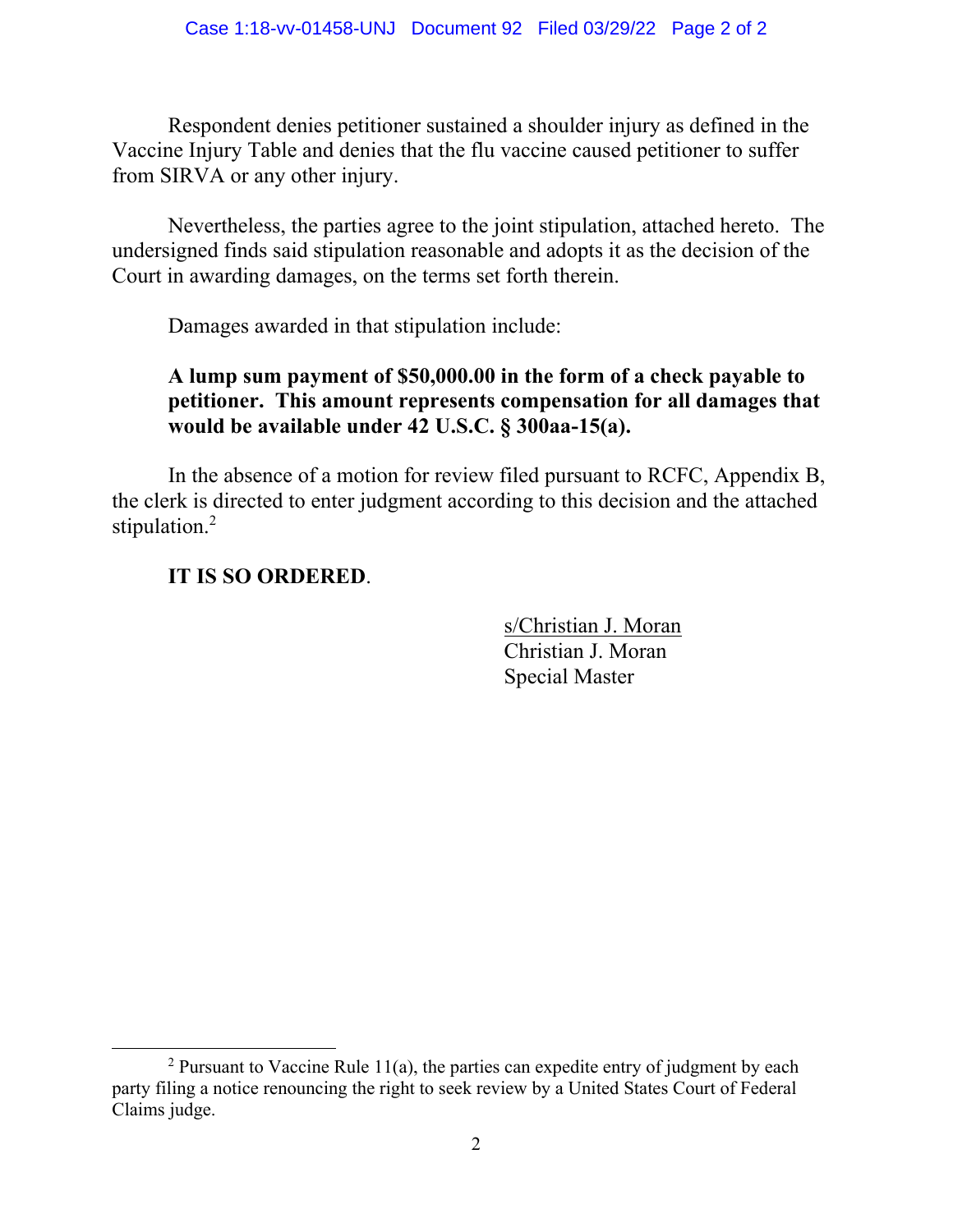Respondent denies petitioner sustained a shoulder injury as defined in the Vaccine Injury Table and denies that the flu vaccine caused petitioner to suffer from SIRVA or any other injury.

Nevertheless, the parties agree to the joint stipulation, attached hereto. The undersigned finds said stipulation reasonable and adopts it as the decision of the Court in awarding damages, on the terms set forth therein.

Damages awarded in that stipulation include:

**A lump sum payment of $50,000.00 in the form of a check payable to petitioner. This amount represents compensation for all damages that would be available under 42 U.S.C. § 300aa-15(a).**

In the absence of a motion for review filed pursuant to RCFC, Appendix B, the clerk is directed to enter judgment according to this decision and the attached stipulation.[2]

**IT IS SO ORDERED**.

s/Christian J. Moran
Christian J. Moran
Special Master

[2] Pursuant to Vaccine Rule 11(a), the parties can expedite entry of judgment by each party filing a notice renouncing the right to seek review by a United States Court of Federal Claims judge.